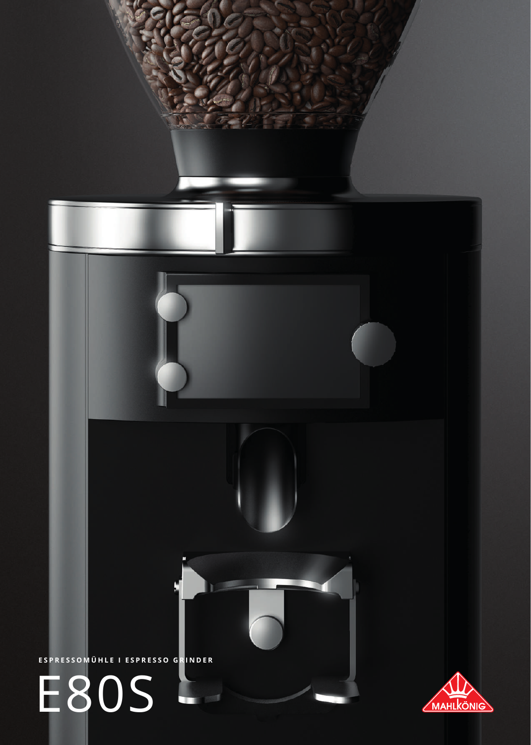ESPRESSOMÜHLE I ESPRESSO GRINDER

# E80S

MAHLKÖNIG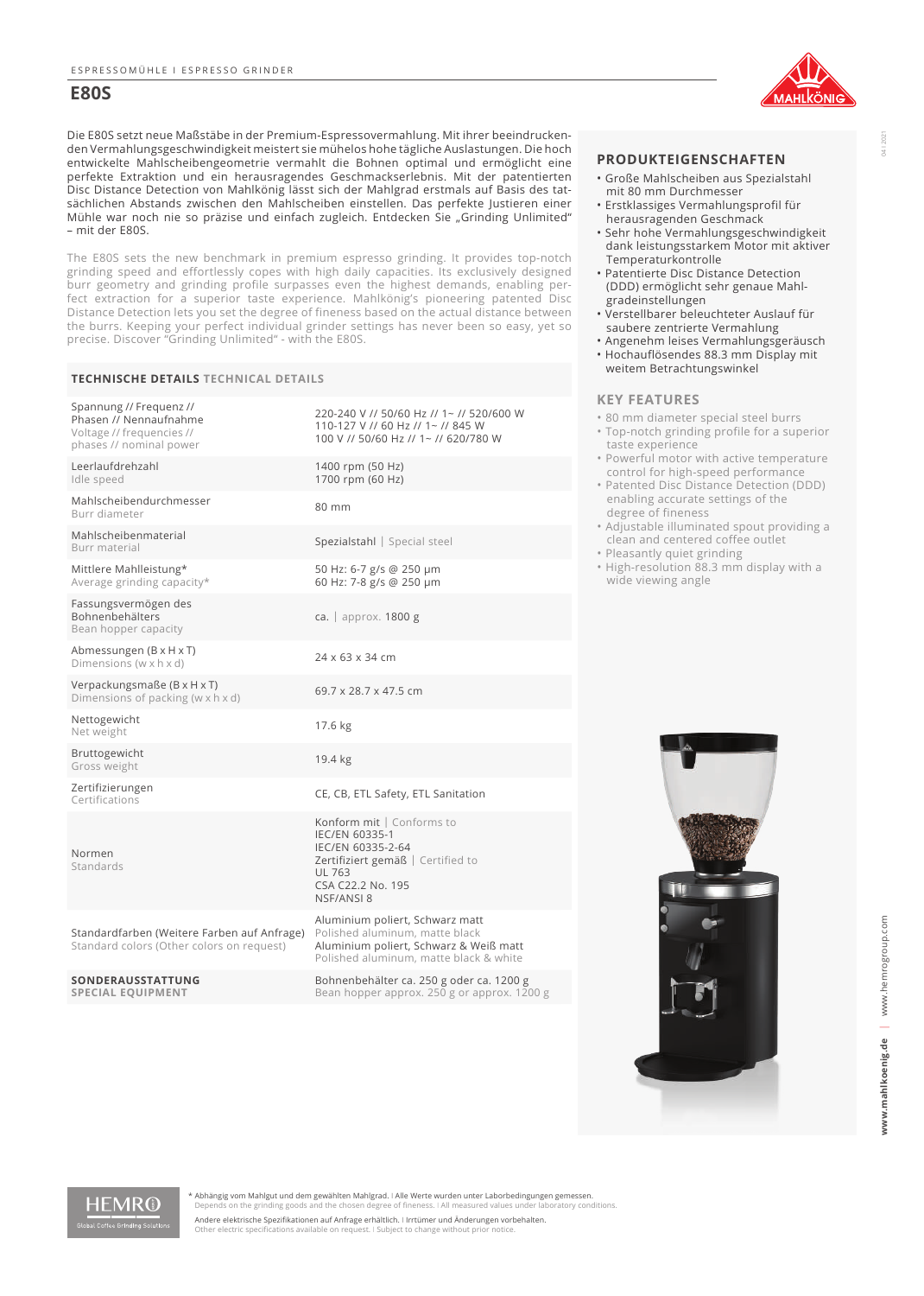ESPRESSOMÜHLE I ESPRESSO GRINDER

# E80S

Die E80S setzt neue Maßstäbe in der Premium-Espressovermahlung. Mit ihrer beeindruckenden Vermahlungsgeschwindigkeit meistert sie mühelos hohe tägliche Auslastungen. Die hoch entwickelte Mahlscheibengeometrie vermahlt die Bohnen optimal und ermöglicht eine perfekte Extraktion und ein herausragendes Geschmackserlebnis. Mit der patentierten Disc Distance Detection von Mahlkönig lässt sich der Mahlgrad erstmals auf Basis des tatsächlichen Abstands zwischen den Mahlscheiben einstellen. Das perfekte Justieren einer Mühle war noch nie so präzise und einfach zugleich. Entdecken Sie „Grinding Unlimited" – mit der E80S.

The E80S sets the new benchmark in premium espresso grinding. It provides top-notch grinding speed and effortlessly copes with high daily capacities. Its exclusively designed burr geometry and grinding profile surpasses even the highest demands, enabling perfect extraction for a superior taste experience. Mahlkönig's pioneering patented Disc Distance Detection lets you set the degree of fineness based on the actual distance between the burrs. Keeping your perfect individual grinder settings has never been so easy, yet so precise. Discover "Grinding Unlimited" - with the E80S.

## TECHNISCHE DETAILS TECHNICAL DETAILS

| | |
|---|---|
| Spannung // Frequenz // Phasen // Nennaufnahme<br>Voltage // frequencies // phases // nominal power | 220-240 V // 50/60 Hz // 1~ // 520/600 W<br>110-127 V // 60 Hz // 1~ // 845 W<br>100 V // 50/60 Hz // 1~ // 620/780 W |
| Leerlaufdrehzahl<br>Idle speed | 1400 rpm (50 Hz)<br>1700 rpm (60 Hz) |
| Mahlscheibendurchmesser<br>Burr diameter | 80 mm |
| Mahlscheibenmaterial<br>Burr material | Spezialstahl \| Special steel |
| Mittlere Mahlleistung*<br>Average grinding capacity* | 50 Hz: 6-7 g/s @ 250 µm<br>60 Hz: 7-8 g/s @ 250 µm |
| Fassungsvermögen des Bohnenbehälters<br>Bean hopper capacity | ca. \| approx. 1800 g |
| Abmessungen (B x H x T)<br>Dimensions (w x h x d) | 24 x 63 x 34 cm |
| Verpackungsmaße (B x H x T)<br>Dimensions of packing (w x h x d) | 69.7 x 28.7 x 47.5 cm |
| Nettogewicht<br>Net weight | 17.6 kg |
| Bruttogewicht<br>Gross weight | 19.4 kg |
| Zertifizierungen<br>Certifications | CE, CB, ETL Safety, ETL Sanitation |
| Normen<br>Standards | Konform mit \| Conforms to<br>IEC/EN 60335-1<br>IEC/EN 60335-2-64<br>Zertifiziert gemäß \| Certified to<br>UL 763<br>CSA C22.2 No. 195<br>NSF/ANSI 8 |
| Standardfarben (Weitere Farben auf Anfrage)<br>Standard colors (Other colors on request) | Aluminium poliert, Schwarz matt<br>Polished aluminum, matte black<br>Aluminium poliert, Schwarz & Weiß matt<br>Polished aluminum, matte black & white |
| **SONDERAUSSTATTUNG**<br>**SPECIAL EQUIPMENT** | Bohnenbehälter ca. 250 g oder ca. 1200 g<br>Bean hopper approx. 250 g or approx. 1200 g |

## PRODUKTEIGENSCHAFTEN

- Große Mahlscheiben aus Spezialstahl mit 80 mm Durchmesser
- Erstklassiges Vermahlungsprofil für herausragenden Geschmack
- Sehr hohe Vermahlungsgeschwindigkeit dank leistungsstarkem Motor mit aktiver Temperaturkontrolle
- Patentierte Disc Distance Detection (DDD) ermöglicht sehr genaue Mahlgradeinstellungen
- Verstellbarer beleuchteter Auslauf für saubere zentrierte Vermahlung
- Angenehm leises Vermahlungsgeräusch
- Hochauflösendes 88.3 mm Display mit weitem Betrachtungswinkel

## KEY FEATURES

- 80 mm diameter special steel burrs
- Top-notch grinding profile for a superior taste experience
- Powerful motor with active temperature control for high-speed performance
- Patented Disc Distance Detection (DDD) enabling accurate settings of the degree of fineness
- Adjustable illuminated spout providing a clean and centered coffee outlet
- Pleasantly quiet grinding
- High-resolution 88.3 mm display with a wide viewing angle

www.mahlkoenig.de | www.hemrogroup.com

HEMRO Global Coffee Grinding Solutions

\* Abhängig vom Mahlgut und dem gewählten Mahlgrad. I Alle Werte wurden unter Laborbedingungen gemessen.
Depends on the grinding goods and the chosen degree of fineness. I All measured values under laboratory conditions.

Andere elektrische Spezifikationen auf Anfrage erhältlich. I Irrtümer und Änderungen vorbehalten.
Other electric specifications available on request. I Subject to change without prior notice.